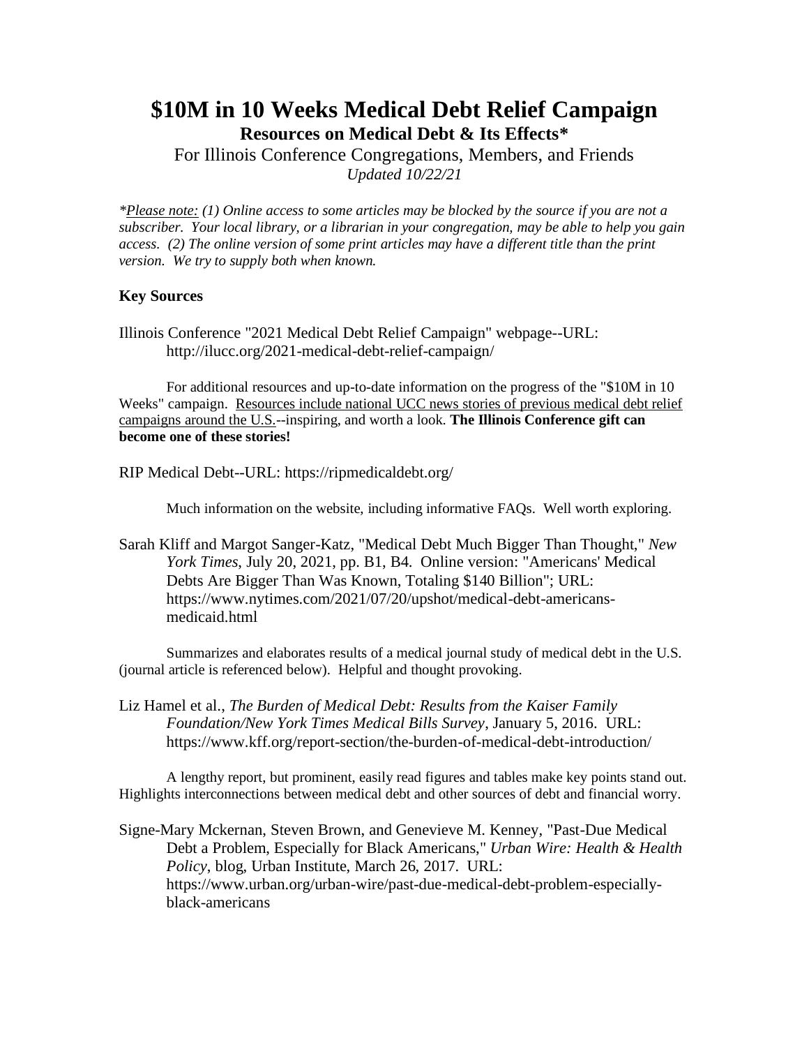# $10M in 10 Weeks Medical Debt Relief Campaign

## Resources on Medical Debt & Its Effects*

For Illinois Conference Congregations, Members, and Friends

*Updated 10/22/21*

**Please note:* *(1) Online access to some articles may be blocked by the source if you are not a subscriber. Your local library, or a librarian in your congregation, may be able to help you gain access. (2) The online version of some print articles may have a different title than the print version. We try to supply both when known.*

### Key Sources

Illinois Conference "2021 Medical Debt Relief Campaign" webpage--URL: http://ilucc.org/2021-medical-debt-relief-campaign/

For additional resources and up-to-date information on the progress of the "$10M in 10 Weeks" campaign. Resources include national UCC news stories of previous medical debt relief campaigns around the U.S.--inspiring, and worth a look. **The Illinois Conference gift can become one of these stories!**

RIP Medical Debt--URL: https://ripmedicaldebt.org/

Much information on the website, including informative FAQs. Well worth exploring.

Sarah Kliff and Margot Sanger-Katz, "Medical Debt Much Bigger Than Thought," *New York Times*, July 20, 2021, pp. B1, B4. Online version: "Americans' Medical Debts Are Bigger Than Was Known, Totaling $140 Billion"; URL: https://www.nytimes.com/2021/07/20/upshot/medical-debt-americans-medicaid.html

Summarizes and elaborates results of a medical journal study of medical debt in the U.S. (journal article is referenced below). Helpful and thought provoking.

Liz Hamel et al., *The Burden of Medical Debt: Results from the Kaiser Family Foundation/New York Times Medical Bills Survey*, January 5, 2016. URL: https://www.kff.org/report-section/the-burden-of-medical-debt-introduction/

A lengthy report, but prominent, easily read figures and tables make key points stand out. Highlights interconnections between medical debt and other sources of debt and financial worry.

Signe-Mary Mckernan, Steven Brown, and Genevieve M. Kenney, "Past-Due Medical Debt a Problem, Especially for Black Americans," *Urban Wire: Health & Health Policy*, blog, Urban Institute, March 26, 2017. URL: https://www.urban.org/urban-wire/past-due-medical-debt-problem-especially-black-americans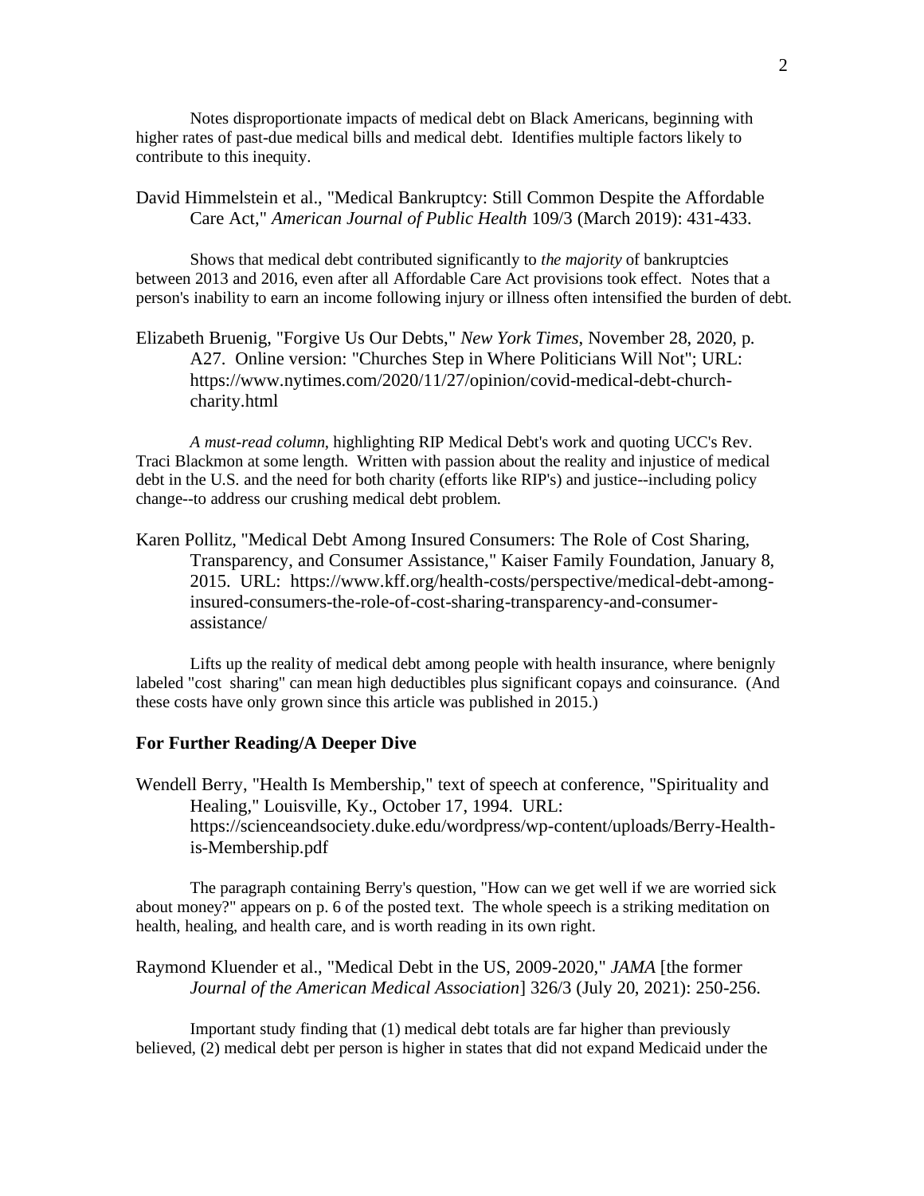Notes disproportionate impacts of medical debt on Black Americans, beginning with higher rates of past-due medical bills and medical debt. Identifies multiple factors likely to contribute to this inequity.

David Himmelstein et al., "Medical Bankruptcy: Still Common Despite the Affordable Care Act," *American Journal of Public Health* 109/3 (March 2019): 431-433.

Shows that medical debt contributed significantly to *the majority* of bankruptcies between 2013 and 2016, even after all Affordable Care Act provisions took effect. Notes that a person's inability to earn an income following injury or illness often intensified the burden of debt.

Elizabeth Bruenig, "Forgive Us Our Debts," *New York Times*, November 28, 2020, p. A27. Online version: "Churches Step in Where Politicians Will Not"; URL: https://www.nytimes.com/2020/11/27/opinion/covid-medical-debt-church-charity.html

*A must-read column*, highlighting RIP Medical Debt's work and quoting UCC's Rev. Traci Blackmon at some length. Written with passion about the reality and injustice of medical debt in the U.S. and the need for both charity (efforts like RIP's) and justice--including policy change--to address our crushing medical debt problem.

Karen Pollitz, "Medical Debt Among Insured Consumers: The Role of Cost Sharing, Transparency, and Consumer Assistance," Kaiser Family Foundation, January 8, 2015. URL: https://www.kff.org/health-costs/perspective/medical-debt-among-insured-consumers-the-role-of-cost-sharing-transparency-and-consumer-assistance/

Lifts up the reality of medical debt among people with health insurance, where benignly labeled "cost sharing" can mean high deductibles plus significant copays and coinsurance. (And these costs have only grown since this article was published in 2015.)

### For Further Reading/A Deeper Dive

Wendell Berry, "Health Is Membership," text of speech at conference, "Spirituality and Healing," Louisville, Ky., October 17, 1994. URL: https://scienceandsociety.duke.edu/wordpress/wp-content/uploads/Berry-Health-is-Membership.pdf

The paragraph containing Berry's question, "How can we get well if we are worried sick about money?" appears on p. 6 of the posted text. The whole speech is a striking meditation on health, healing, and health care, and is worth reading in its own right.

Raymond Kluender et al., "Medical Debt in the US, 2009-2020," *JAMA* [the former *Journal of the American Medical Association*] 326/3 (July 20, 2021): 250-256.

Important study finding that (1) medical debt totals are far higher than previously believed, (2) medical debt per person is higher in states that did not expand Medicaid under the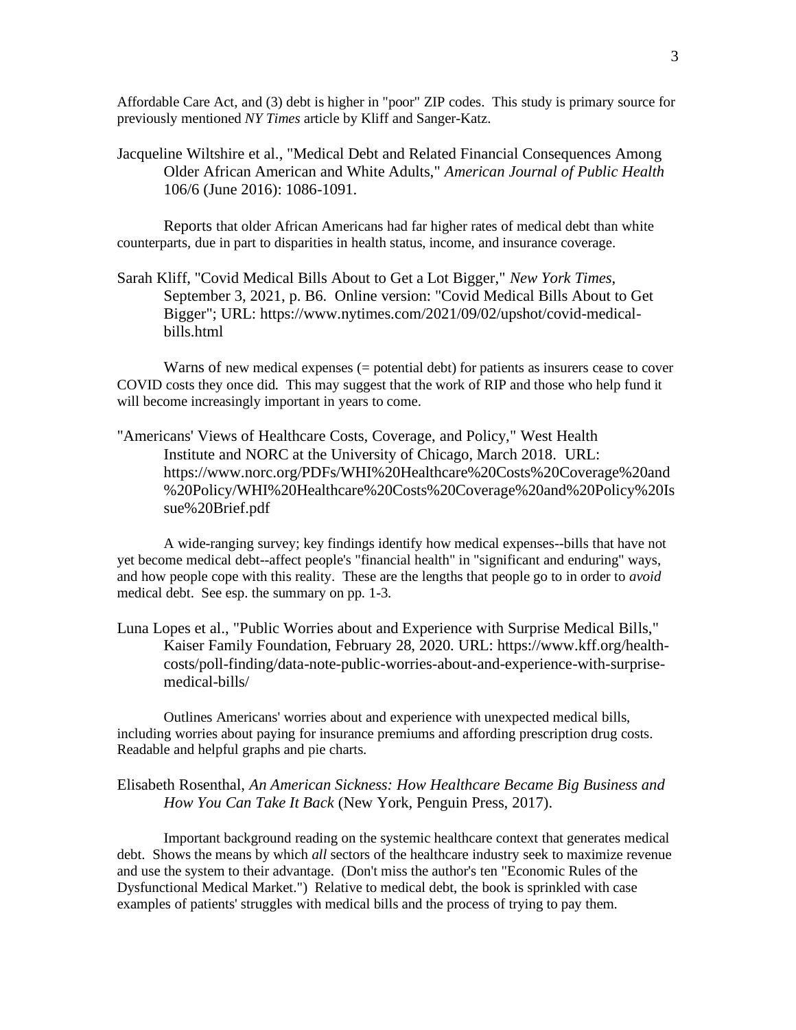Affordable Care Act, and (3) debt is higher in "poor" ZIP codes. This study is primary source for previously mentioned *NY Times* article by Kliff and Sanger-Katz.

Jacqueline Wiltshire et al., "Medical Debt and Related Financial Consequences Among Older African American and White Adults," *American Journal of Public Health* 106/6 (June 2016): 1086-1091.

Reports that older African Americans had far higher rates of medical debt than white counterparts, due in part to disparities in health status, income, and insurance coverage.

Sarah Kliff, "Covid Medical Bills About to Get a Lot Bigger," *New York Times*, September 3, 2021, p. B6. Online version: "Covid Medical Bills About to Get Bigger"; URL: https://www.nytimes.com/2021/09/02/upshot/covid-medical-bills.html

Warns of new medical expenses (= potential debt) for patients as insurers cease to cover COVID costs they once did. This may suggest that the work of RIP and those who help fund it will become increasingly important in years to come.

"Americans' Views of Healthcare Costs, Coverage, and Policy," West Health Institute and NORC at the University of Chicago, March 2018. URL: https://www.norc.org/PDFs/WHI%20Healthcare%20Costs%20Coverage%20and%20Policy/WHI%20Healthcare%20Costs%20Coverage%20and%20Policy%20Issue%20Brief.pdf

A wide-ranging survey; key findings identify how medical expenses--bills that have not yet become medical debt--affect people's "financial health" in "significant and enduring" ways, and how people cope with this reality. These are the lengths that people go to in order to *avoid* medical debt. See esp. the summary on pp. 1-3.

Luna Lopes et al., "Public Worries about and Experience with Surprise Medical Bills," Kaiser Family Foundation, February 28, 2020. URL: https://www.kff.org/health-costs/poll-finding/data-note-public-worries-about-and-experience-with-surprise-medical-bills/

Outlines Americans' worries about and experience with unexpected medical bills, including worries about paying for insurance premiums and affording prescription drug costs. Readable and helpful graphs and pie charts.

Elisabeth Rosenthal, *An American Sickness: How Healthcare Became Big Business and How You Can Take It Back* (New York, Penguin Press, 2017).

Important background reading on the systemic healthcare context that generates medical debt. Shows the means by which *all* sectors of the healthcare industry seek to maximize revenue and use the system to their advantage. (Don't miss the author's ten "Economic Rules of the Dysfunctional Medical Market.") Relative to medical debt, the book is sprinkled with case examples of patients' struggles with medical bills and the process of trying to pay them.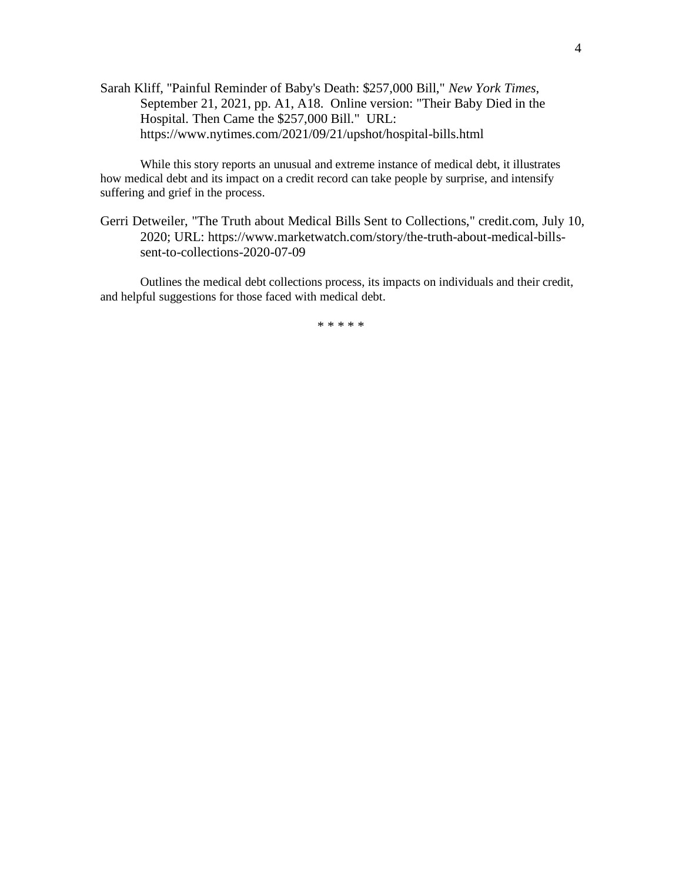Sarah Kliff, "Painful Reminder of Baby's Death: $257,000 Bill," *New York Times*, September 21, 2021, pp. A1, A18. Online version: "Their Baby Died in the Hospital. Then Came the $257,000 Bill." URL: https://www.nytimes.com/2021/09/21/upshot/hospital-bills.html

While this story reports an unusual and extreme instance of medical debt, it illustrates how medical debt and its impact on a credit record can take people by surprise, and intensify suffering and grief in the process.

Gerri Detweiler, "The Truth about Medical Bills Sent to Collections," credit.com, July 10, 2020; URL: https://www.marketwatch.com/story/the-truth-about-medical-bills-sent-to-collections-2020-07-09

Outlines the medical debt collections process, its impacts on individuals and their credit, and helpful suggestions for those faced with medical debt.

* * * * *